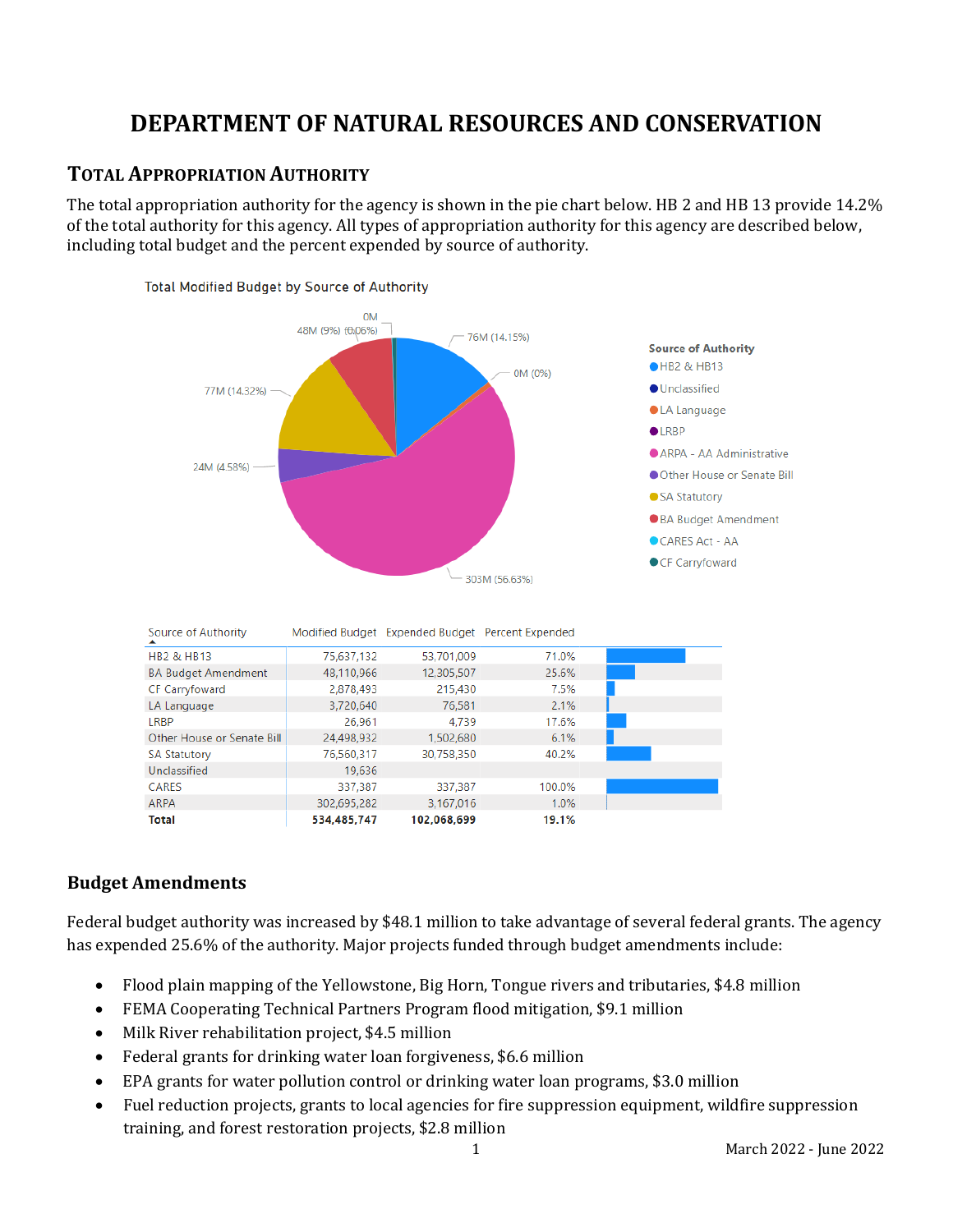# DEPARTMENT OF NATURAL RESOURCES AND CONSERVATION

## Total Appropriation Authority

The total appropriation authority for the agency is shown in the pie chart below. HB 2 and HB 13 provide 14.2% of the total authority for this agency. All types of appropriation authority for this agency are described below, including total budget and the percent expended by source of authority.

Total Modified Budget by Source of Authority

| Source of Authority | Modified Budget | Expended Budget | Percent Expended |
|---|---|---|---|
| HB2 & HB13 | 75,637,132 | 53,701,009 | 71.0% |
| BA Budget Amendment | 48,110,966 | 12,305,507 | 25.6% |
| CF Carryfoward | 2,878,493 | 215,430 | 7.5% |
| LA Language | 3,720,640 | 76,581 | 2.1% |
| LRBP | 26,961 | 4,739 | 17.6% |
| Other House or Senate Bill | 24,498,932 | 1,502,680 | 6.1% |
| SA Statutory | 76,560,317 | 30,758,350 | 40.2% |
| Unclassified | 19,636 | | |
| CARES | 337,387 | 337,387 | 100.0% |
| ARPA | 302,695,282 | 3,167,016 | 1.0% |
| **Total** | **534,485,747** | **102,068,699** | **19.1%** |

## Budget Amendments

Federal budget authority was increased by $48.1 million to take advantage of several federal grants. The agency has expended 25.6% of the authority. Major projects funded through budget amendments include:

- Flood plain mapping of the Yellowstone, Big Horn, Tongue rivers and tributaries, $4.8 million
- FEMA Cooperating Technical Partners Program flood mitigation, $9.1 million
- Milk River rehabilitation project, $4.5 million
- Federal grants for drinking water loan forgiveness, $6.6 million
- EPA grants for water pollution control or drinking water loan programs, $3.0 million
- Fuel reduction projects, grants to local agencies for fire suppression equipment, wildfire suppression training, and forest restoration projects, $2.8 million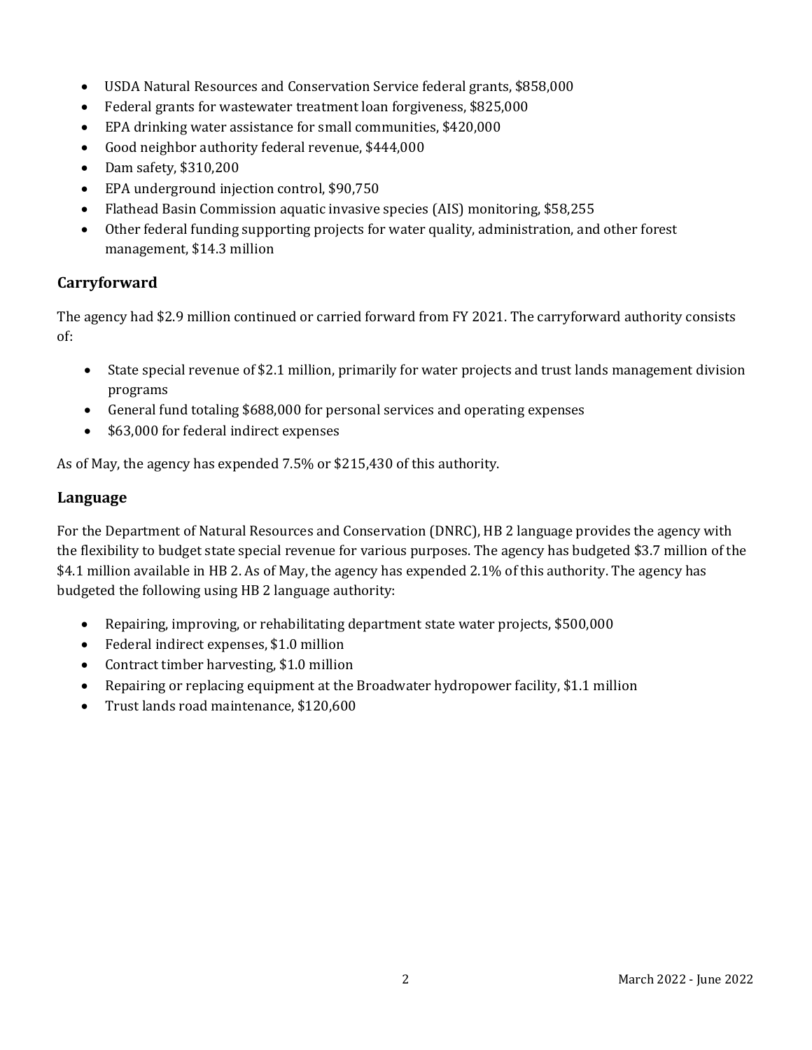- USDA Natural Resources and Conservation Service federal grants, $858,000
- Federal grants for wastewater treatment loan forgiveness, $825,000
- EPA drinking water assistance for small communities, $420,000
- Good neighbor authority federal revenue, $444,000
- Dam safety, $310,200
- EPA underground injection control, $90,750
- Flathead Basin Commission aquatic invasive species (AIS) monitoring, $58,255
- Other federal funding supporting projects for water quality, administration, and other forest management, $14.3 million

## Carryforward

The agency had $2.9 million continued or carried forward from FY 2021. The carryforward authority consists of:

- State special revenue of $2.1 million, primarily for water projects and trust lands management division programs
- General fund totaling $688,000 for personal services and operating expenses
- $63,000 for federal indirect expenses

As of May, the agency has expended 7.5% or $215,430 of this authority.

## Language

For the Department of Natural Resources and Conservation (DNRC), HB 2 language provides the agency with the flexibility to budget state special revenue for various purposes. The agency has budgeted $3.7 million of the $4.1 million available in HB 2. As of May, the agency has expended 2.1% of this authority. The agency has budgeted the following using HB 2 language authority:

- Repairing, improving, or rehabilitating department state water projects, $500,000
- Federal indirect expenses, $1.0 million
- Contract timber harvesting, $1.0 million
- Repairing or replacing equipment at the Broadwater hydropower facility, $1.1 million
- Trust lands road maintenance, $120,600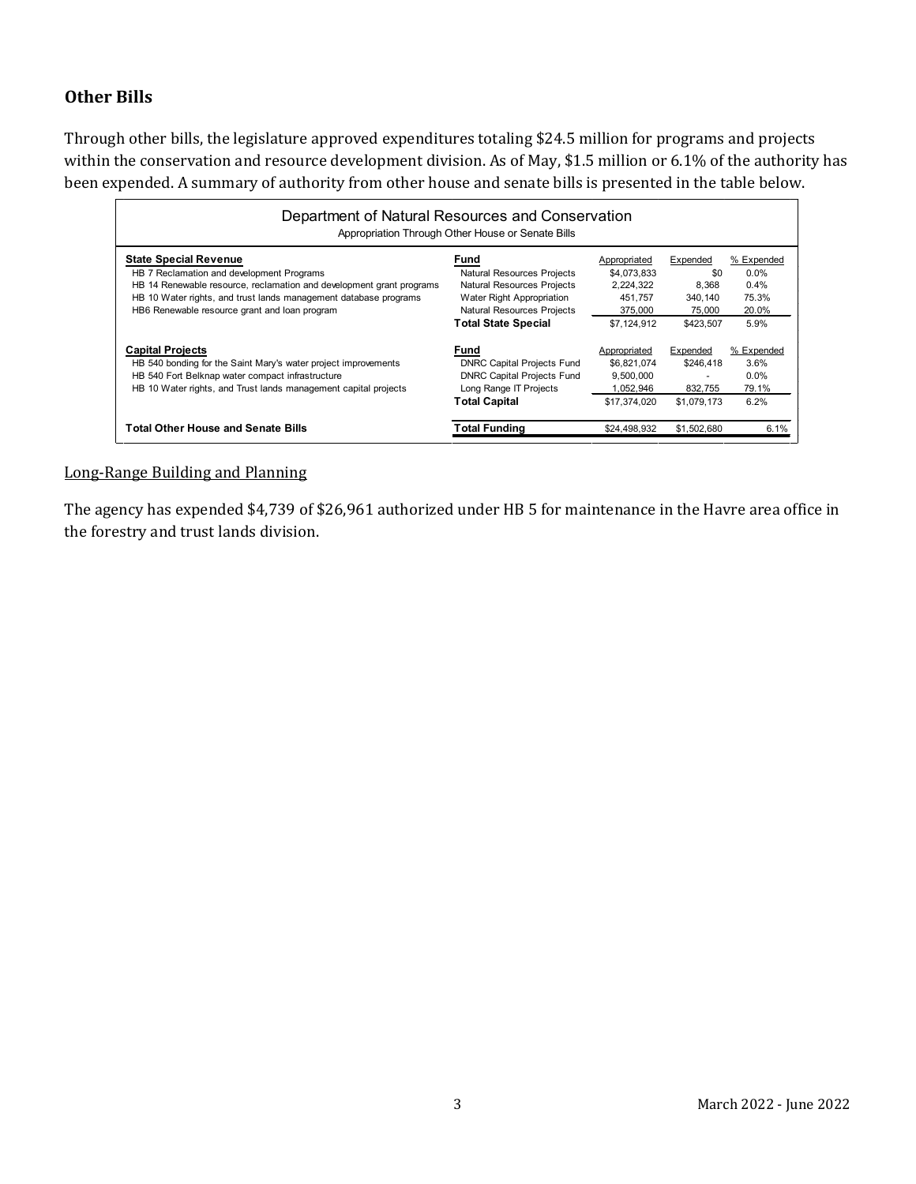## Other Bills

Through other bills, the legislature approved expenditures totaling $24.5 million for programs and projects within the conservation and resource development division. As of May, $1.5 million or 6.1% of the authority has been expended. A summary of authority from other house and senate bills is presented in the table below.

**Department of Natural Resources and Conservation**
Appropriation Through Other House or Senate Bills

| State Special Revenue | Fund | Appropriated | Expended | % Expended |
|---|---|---|---|---|
| HB 7 Reclamation and development Programs | Natural Resources Projects | $4,073,833 | $0 | 0.0% |
| HB 14 Renewable resource, reclamation and development grant programs | Natural Resources Projects | 2,224,322 | 8,368 | 0.4% |
| HB 10 Water rights, and trust lands management database programs | Water Right Appropriation | 451,757 | 340,140 | 75.3% |
| HB6 Renewable resource grant and loan program | Natural Resources Projects | 375,000 | 75,000 | 20.0% |
| | **Total State Special** | $7,124,912 | $423,507 | 5.9% |
| **Capital Projects** | **Fund** | Appropriated | Expended | % Expended |
| HB 540 bonding for the Saint Mary's water project improvements | DNRC Capital Projects Fund | $6,821,074 | $246,418 | 3.6% |
| HB 540 Fort Belknap water compact infrastructure | DNRC Capital Projects Fund | 9,500,000 | - | 0.0% |
| HB 10 Water rights, and Trust lands management capital projects | Long Range IT Projects | 1,052,946 | 832,755 | 79.1% |
| | **Total Capital** | $17,374,020 | $1,079,173 | 6.2% |
| **Total Other House and Senate Bills** | **Total Funding** | $24,498,932 | $1,502,680 | 6.1% |

Long-Range Building and Planning

The agency has expended $4,739 of $26,961 authorized under HB 5 for maintenance in the Havre area office in the forestry and trust lands division.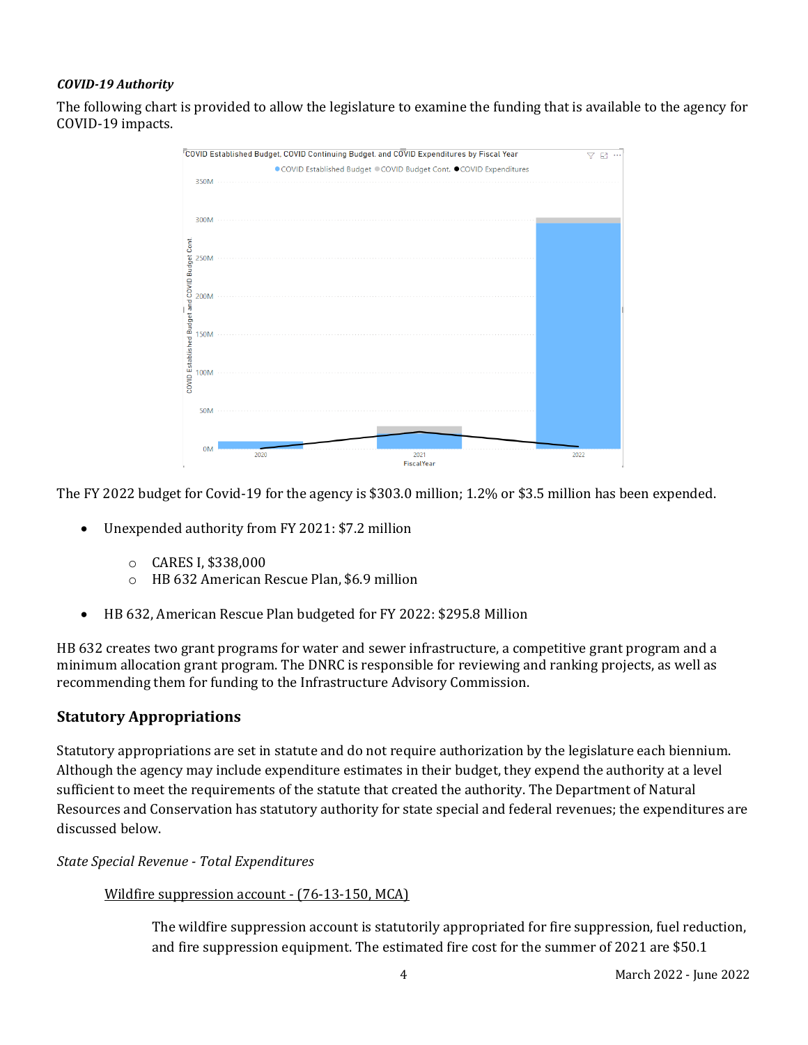*COVID-19 Authority*

The following chart is provided to allow the legislature to examine the funding that is available to the agency for COVID-19 impacts.

The FY 2022 budget for Covid-19 for the agency is $303.0 million; 1.2% or $3.5 million has been expended.

- Unexpended authority from FY 2021: $7.2 million
  - CARES I, $338,000
  - HB 632 American Rescue Plan, $6.9 million
- HB 632, American Rescue Plan budgeted for FY 2022: $295.8 Million

HB 632 creates two grant programs for water and sewer infrastructure, a competitive grant program and a minimum allocation grant program. The DNRC is responsible for reviewing and ranking projects, as well as recommending them for funding to the Infrastructure Advisory Commission.

## Statutory Appropriations

Statutory appropriations are set in statute and do not require authorization by the legislature each biennium. Although the agency may include expenditure estimates in their budget, they expend the authority at a level sufficient to meet the requirements of the statute that created the authority. The Department of Natural Resources and Conservation has statutory authority for state special and federal revenues; the expenditures are discussed below.

*State Special Revenue - Total Expenditures*

Wildfire suppression account - (76-13-150, MCA)

The wildfire suppression account is statutorily appropriated for fire suppression, fuel reduction, and fire suppression equipment. The estimated fire cost for the summer of 2021 are $50.1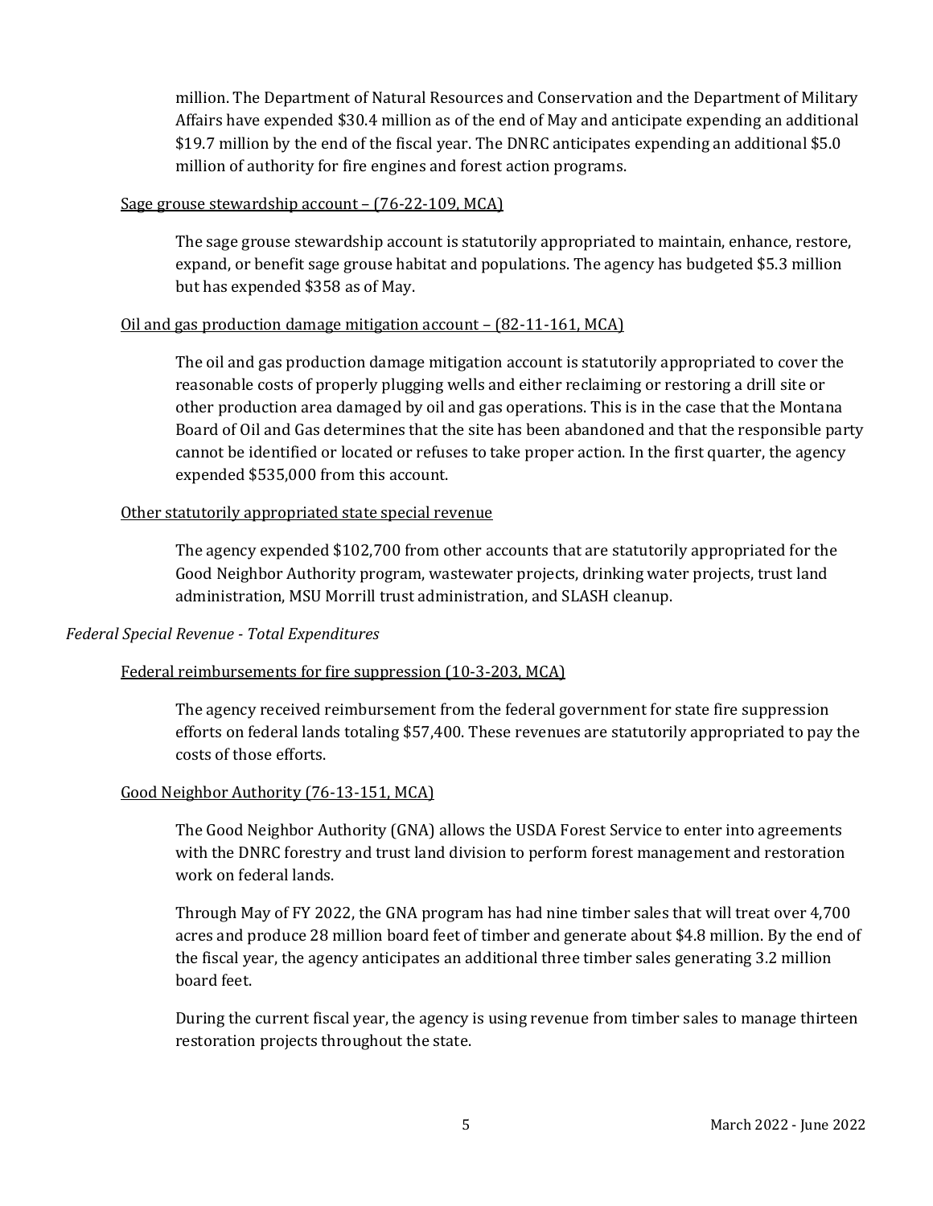million. The Department of Natural Resources and Conservation and the Department of Military Affairs have expended $30.4 million as of the end of May and anticipate expending an additional $19.7 million by the end of the fiscal year. The DNRC anticipates expending an additional $5.0 million of authority for fire engines and forest action programs.

<u>Sage grouse stewardship account – (76-22-109, MCA)</u>

The sage grouse stewardship account is statutorily appropriated to maintain, enhance, restore, expand, or benefit sage grouse habitat and populations. The agency has budgeted $5.3 million but has expended $358 as of May.

<u>Oil and gas production damage mitigation account – (82-11-161, MCA)</u>

The oil and gas production damage mitigation account is statutorily appropriated to cover the reasonable costs of properly plugging wells and either reclaiming or restoring a drill site or other production area damaged by oil and gas operations. This is in the case that the Montana Board of Oil and Gas determines that the site has been abandoned and that the responsible party cannot be identified or located or refuses to take proper action. In the first quarter, the agency expended $535,000 from this account.

<u>Other statutorily appropriated state special revenue</u>

The agency expended $102,700 from other accounts that are statutorily appropriated for the Good Neighbor Authority program, wastewater projects, drinking water projects, trust land administration, MSU Morrill trust administration, and SLASH cleanup.

*Federal Special Revenue - Total Expenditures*

<u>Federal reimbursements for fire suppression (10-3-203, MCA)</u>

The agency received reimbursement from the federal government for state fire suppression efforts on federal lands totaling $57,400. These revenues are statutorily appropriated to pay the costs of those efforts.

<u>Good Neighbor Authority (76-13-151, MCA)</u>

The Good Neighbor Authority (GNA) allows the USDA Forest Service to enter into agreements with the DNRC forestry and trust land division to perform forest management and restoration work on federal lands.

Through May of FY 2022, the GNA program has had nine timber sales that will treat over 4,700 acres and produce 28 million board feet of timber and generate about $4.8 million. By the end of the fiscal year, the agency anticipates an additional three timber sales generating 3.2 million board feet.

During the current fiscal year, the agency is using revenue from timber sales to manage thirteen restoration projects throughout the state.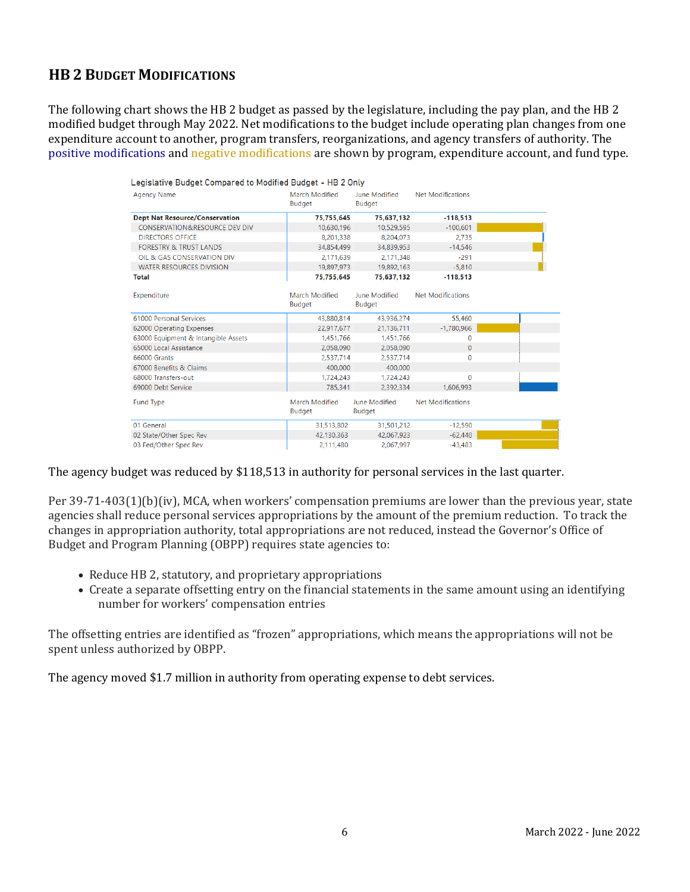## HB 2 Budget Modifications

The following chart shows the HB 2 budget as passed by the legislature, including the pay plan, and the HB 2 modified budget through May 2022. Net modifications to the budget include operating plan changes from one expenditure account to another, program transfers, reorganizations, and agency transfers of authority. The positive modifications and negative modifications are shown by program, expenditure account, and fund type.

Legislative Budget Compared to Modified Budget - HB 2 Only

| Agency Name | March Modified Budget | June Modified Budget | Net Modifications |
|---|---|---|---|
| **Dept Nat Resource/Conservation** | **75,755,645** | **75,637,132** | **-118,513** |
| CONSERVATION&RESOURCE DEV DIV | 10,630,196 | 10,529,595 | -100,601 |
| DIRECTORS OFFICE | 8,201,338 | 8,204,073 | 2,735 |
| FORESTRY & TRUST LANDS | 34,854,499 | 34,839,953 | -14,546 |
| OIL & GAS CONSERVATION DIV | 2,171,639 | 2,171,348 | -291 |
| WATER RESOURCES DIVISION | 19,897,973 | 19,892,163 | -5,810 |
| **Total** | **75,755,645** | **75,637,132** | **-118,513** |

| Expenditure | March Modified Budget | June Modified Budget | Net Modifications |
|---|---|---|---|
| 61000 Personal Services | 43,880,814 | 43,936,274 | 55,460 |
| 62000 Operating Expenses | 22,917,677 | 21,136,711 | -1,780,966 |
| 63000 Equipment & Intangible Assets | 1,451,766 | 1,451,766 | 0 |
| 65000 Local Assistance | 2,058,090 | 2,058,090 | 0 |
| 66000 Grants | 2,537,714 | 2,537,714 | 0 |
| 67000 Benefits & Claims | 400,000 | 400,000 | |
| 68000 Transfers-out | 1,724,243 | 1,724,243 | 0 |
| 69000 Debt Service | 785,341 | 2,392,334 | 1,606,993 |

| Fund Type | March Modified Budget | June Modified Budget | Net Modifications |
|---|---|---|---|
| 01 General | 31,513,802 | 31,501,212 | -12,590 |
| 02 State/Other Spec Rev | 42,130,363 | 42,067,923 | -62,440 |
| 03 Fed/Other Spec Rev | 2,111,480 | 2,067,997 | -43,483 |

The agency budget was reduced by $118,513 in authority for personal services in the last quarter.

Per 39-71-403(1)(b)(iv), MCA, when workers' compensation premiums are lower than the previous year, state agencies shall reduce personal services appropriations by the amount of the premium reduction. To track the changes in appropriation authority, total appropriations are not reduced, instead the Governor's Office of Budget and Program Planning (OBPP) requires state agencies to:

- Reduce HB 2, statutory, and proprietary appropriations
- Create a separate offsetting entry on the financial statements in the same amount using an identifying number for workers' compensation entries

The offsetting entries are identified as "frozen" appropriations, which means the appropriations will not be spent unless authorized by OBPP.

The agency moved $1.7 million in authority from operating expense to debt services.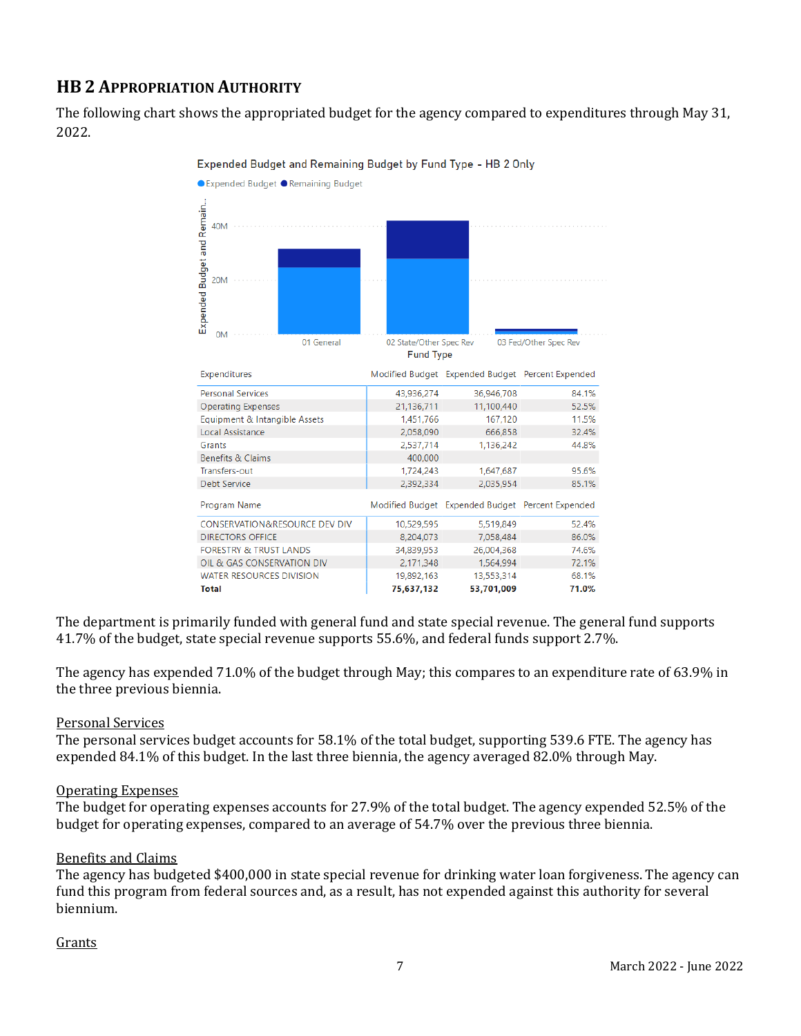## HB 2 Appropriation Authority

The following chart shows the appropriated budget for the agency compared to expenditures through May 31, 2022.

Expended Budget and Remaining Budget by Fund Type - HB 2 Only

| Expenditures | Modified Budget | Expended Budget | Percent Expended |
|---|---|---|---|
| Personal Services | 43,936,274 | 36,946,708 | 84.1% |
| Operating Expenses | 21,136,711 | 11,100,440 | 52.5% |
| Equipment & Intangible Assets | 1,451,766 | 167,120 | 11.5% |
| Local Assistance | 2,058,090 | 666,858 | 32.4% |
| Grants | 2,537,714 | 1,136,242 | 44.8% |
| Benefits & Claims | 400,000 | | |
| Transfers-out | 1,724,243 | 1,647,687 | 95.6% |
| Debt Service | 2,392,334 | 2,035,954 | 85.1% |

| Program Name | Modified Budget | Expended Budget | Percent Expended |
|---|---|---|---|
| CONSERVATION&RESOURCE DEV DIV | 10,529,595 | 5,519,849 | 52.4% |
| DIRECTORS OFFICE | 8,204,073 | 7,058,484 | 86.0% |
| FORESTRY & TRUST LANDS | 34,839,953 | 26,004,368 | 74.6% |
| OIL & GAS CONSERVATION DIV | 2,171,348 | 1,564,994 | 72.1% |
| WATER RESOURCES DIVISION | 19,892,163 | 13,553,314 | 68.1% |
| **Total** | **75,637,132** | **53,701,009** | **71.0%** |

The department is primarily funded with general fund and state special revenue. The general fund supports 41.7% of the budget, state special revenue supports 55.6%, and federal funds support 2.7%.

The agency has expended 71.0% of the budget through May; this compares to an expenditure rate of 63.9% in the three previous biennia.

<u>Personal Services</u>

The personal services budget accounts for 58.1% of the total budget, supporting 539.6 FTE. The agency has expended 84.1% of this budget. In the last three biennia, the agency averaged 82.0% through May.

<u>Operating Expenses</u>

The budget for operating expenses accounts for 27.9% of the total budget. The agency expended 52.5% of the budget for operating expenses, compared to an average of 54.7% over the previous three biennia.

<u>Benefits and Claims</u>

The agency has budgeted $400,000 in state special revenue for drinking water loan forgiveness. The agency can fund this program from federal sources and, as a result, has not expended against this authority for several biennium.

<u>Grants</u>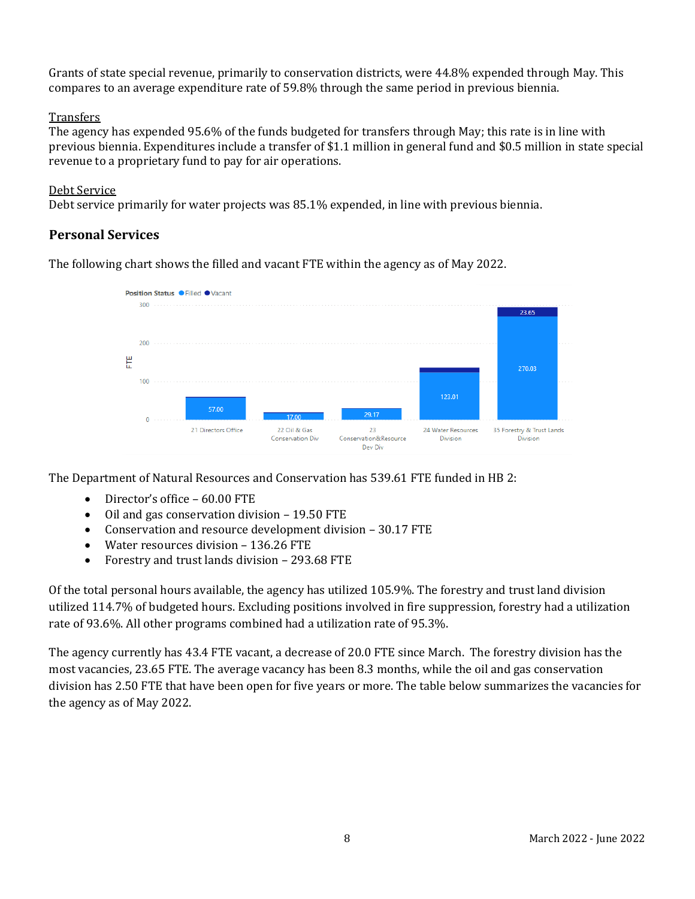Grants of state special revenue, primarily to conservation districts, were 44.8% expended through May. This compares to an average expenditure rate of 59.8% through the same period in previous biennia.

Transfers

The agency has expended 95.6% of the funds budgeted for transfers through May; this rate is in line with previous biennia. Expenditures include a transfer of $1.1 million in general fund and $0.5 million in state special revenue to a proprietary fund to pay for air operations.

Debt Service

Debt service primarily for water projects was 85.1% expended, in line with previous biennia.

## Personal Services

The following chart shows the filled and vacant FTE within the agency as of May 2022.

The Department of Natural Resources and Conservation has 539.61 FTE funded in HB 2:

- Director's office – 60.00 FTE
- Oil and gas conservation division – 19.50 FTE
- Conservation and resource development division – 30.17 FTE
- Water resources division – 136.26 FTE
- Forestry and trust lands division – 293.68 FTE

Of the total personal hours available, the agency has utilized 105.9%. The forestry and trust land division utilized 114.7% of budgeted hours. Excluding positions involved in fire suppression, forestry had a utilization rate of 93.6%. All other programs combined had a utilization rate of 95.3%.

The agency currently has 43.4 FTE vacant, a decrease of 20.0 FTE since March. The forestry division has the most vacancies, 23.65 FTE. The average vacancy has been 8.3 months, while the oil and gas conservation division has 2.50 FTE that have been open for five years or more. The table below summarizes the vacancies for the agency as of May 2022.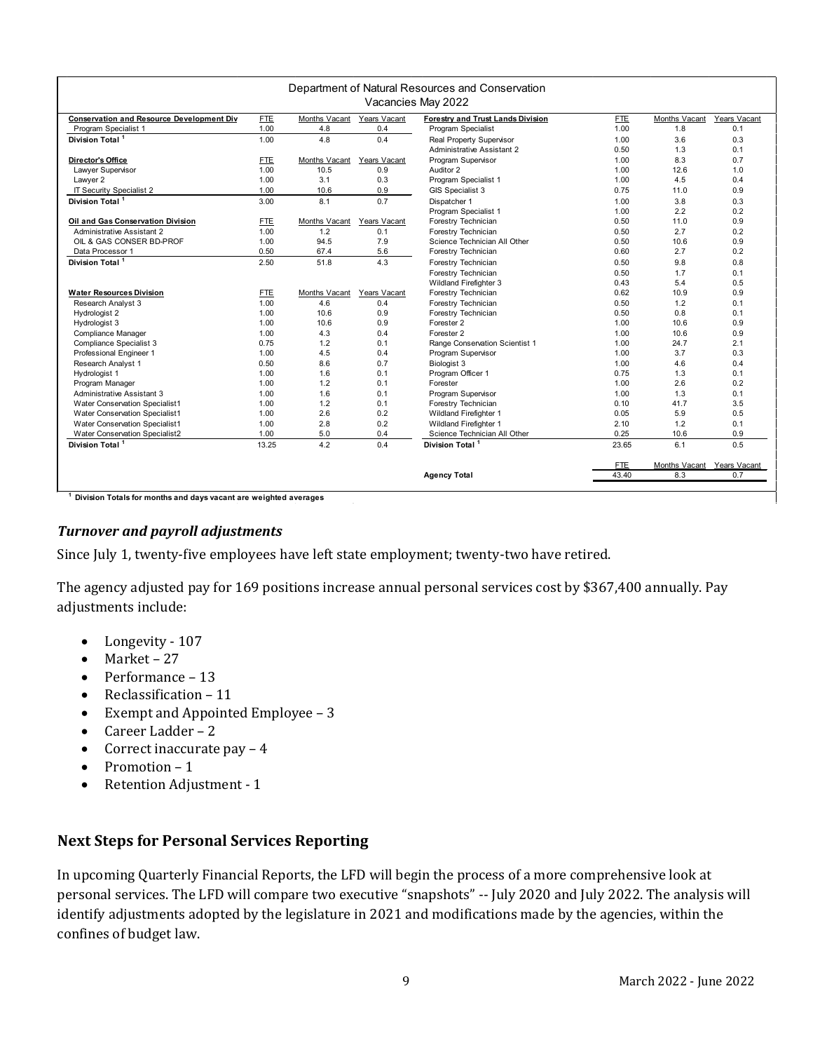| Department of Natural Resources and Conservation Vacancies May 2022 | | | | | | | |
|---|---|---|---|---|---|---|---|
| **Conservation and Resource Development Div** | FTE | Months Vacant | Years Vacant | **Forestry and Trust Lands Division** | FTE | Months Vacant | Years Vacant |
| Program Specialist 1 | 1.00 | 4.8 | 0.4 | Program Specialist | 1.00 | 1.8 | 0.1 |
| **Division Total [1]** | 1.00 | 4.8 | 0.4 | Real Property Supervisor | 1.00 | 3.6 | 0.3 |
| | | | | Administrative Assistant 2 | 0.50 | 1.3 | 0.1 |
| **Director's Office** | FTE | Months Vacant | Years Vacant | Program Supervisor | 1.00 | 8.3 | 0.7 |
| Lawyer Supervisor | 1.00 | 10.5 | 0.9 | Auditor 2 | 1.00 | 12.6 | 1.0 |
| Lawyer 2 | 1.00 | 3.1 | 0.3 | Program Specialist 1 | 1.00 | 4.5 | 0.4 |
| IT Security Specialist 2 | 1.00 | 10.6 | 0.9 | GIS Specialist 3 | 0.75 | 11.0 | 0.9 |
| **Division Total [1]** | 3.00 | 8.1 | 0.7 | Dispatcher 1 | 1.00 | 3.8 | 0.3 |
| | | | | Program Specialist 1 | 1.00 | 2.2 | 0.2 |
| **Oil and Gas Conservation Division** | FTE | Months Vacant | Years Vacant | Forestry Technician | 0.50 | 11.0 | 0.9 |
| Administrative Assistant 2 | 1.00 | 1.2 | 0.1 | Forestry Technician | 0.50 | 2.7 | 0.2 |
| OIL & GAS CONSER BD-PROF | 1.00 | 94.5 | 7.9 | Science Technician All Other | 0.50 | 10.6 | 0.9 |
| Data Processor 1 | 0.50 | 67.4 | 5.6 | Forestry Technician | 0.60 | 2.7 | 0.2 |
| **Division Total [1]** | 2.50 | 51.8 | 4.3 | Forestry Technician | 0.50 | 9.8 | 0.8 |
| | | | | Forestry Technician | 0.50 | 1.7 | 0.1 |
| | | | | Wildland Firefighter 3 | 0.43 | 5.4 | 0.5 |
| **Water Resources Division** | FTE | Months Vacant | Years Vacant | Forestry Technician | 0.62 | 10.9 | 0.9 |
| Research Analyst 3 | 1.00 | 4.6 | 0.4 | Forestry Technician | 0.50 | 1.2 | 0.1 |
| Hydrologist 2 | 1.00 | 10.6 | 0.9 | Forestry Technician | 0.50 | 0.8 | 0.1 |
| Hydrologist 3 | 1.00 | 10.6 | 0.9 | Forester 2 | 1.00 | 10.6 | 0.9 |
| Compliance Manager | 1.00 | 4.3 | 0.4 | Forester 2 | 1.00 | 10.6 | 0.9 |
| Compliance Specialist 3 | 0.75 | 1.2 | 0.1 | Range Conservation Scientist 1 | 1.00 | 24.7 | 2.1 |
| Professional Engineer 1 | 1.00 | 4.5 | 0.4 | Program Supervisor | 1.00 | 3.7 | 0.3 |
| Research Analyst 1 | 0.50 | 8.6 | 0.7 | Biologist 3 | 1.00 | 4.6 | 0.4 |
| Hydrologist 1 | 1.00 | 1.6 | 0.1 | Program Officer 1 | 0.75 | 1.3 | 0.1 |
| Program Manager | 1.00 | 1.2 | 0.1 | Forester | 1.00 | 2.6 | 0.2 |
| Administrative Assistant 3 | 1.00 | 1.6 | 0.1 | Program Supervisor | 1.00 | 1.3 | 0.1 |
| Water Conservation Specialist1 | 1.00 | 1.2 | 0.1 | Forestry Technician | 0.10 | 41.7 | 3.5 |
| Water Conservation Specialist1 | 1.00 | 2.6 | 0.2 | Wildland Firefighter 1 | 0.05 | 5.9 | 0.5 |
| Water Conservation Specialist1 | 1.00 | 2.8 | 0.2 | Wildland Firefighter 1 | 2.10 | 1.2 | 0.1 |
| Water Conservation Specialist2 | 1.00 | 5.0 | 0.4 | Science Technician All Other | 0.25 | 10.6 | 0.9 |
| **Division Total [1]** | 13.25 | 4.2 | 0.4 | **Division Total [1]** | 23.65 | 6.1 | 0.5 |
| | | | | | FTE | Months Vacant | Years Vacant |
| | | | | **Agency Total** | 43.40 | 8.3 | 0.7 |

[1] **Division Totals for months and days vacant are weighted averages**

### *Turnover and payroll adjustments*

Since July 1, twenty-five employees have left state employment; twenty-two have retired.

The agency adjusted pay for 169 positions increase annual personal services cost by $367,400 annually. Pay adjustments include:

- Longevity - 107
- Market – 27
- Performance – 13
- Reclassification – 11
- Exempt and Appointed Employee – 3
- Career Ladder – 2
- Correct inaccurate pay – 4
- Promotion – 1
- Retention Adjustment - 1

## Next Steps for Personal Services Reporting

In upcoming Quarterly Financial Reports, the LFD will begin the process of a more comprehensive look at personal services. The LFD will compare two executive "snapshots" -- July 2020 and July 2022. The analysis will identify adjustments adopted by the legislature in 2021 and modifications made by the agencies, within the confines of budget law.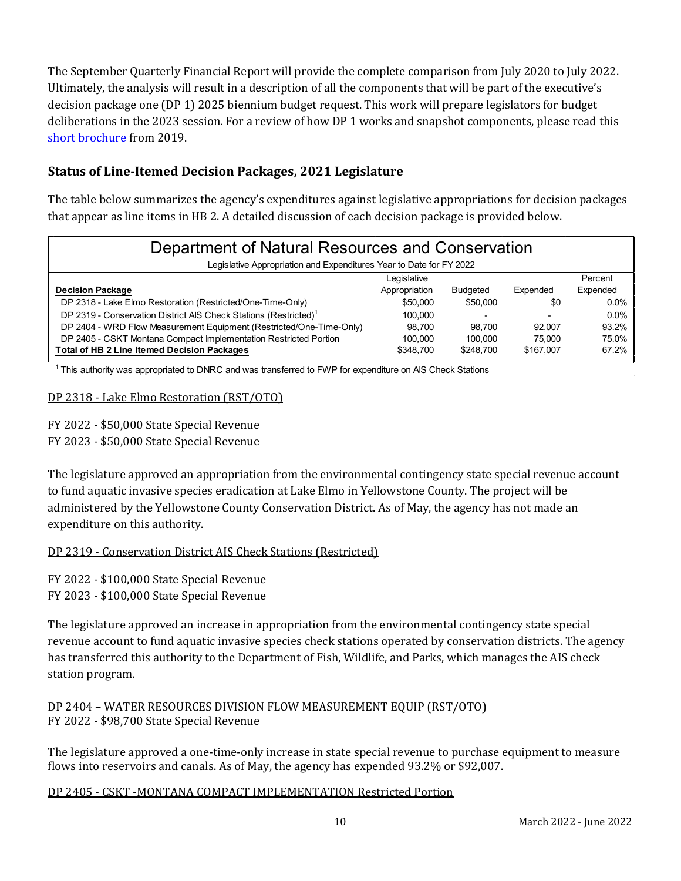The September Quarterly Financial Report will provide the complete comparison from July 2020 to July 2022. Ultimately, the analysis will result in a description of all the components that will be part of the executive's decision package one (DP 1) 2025 biennium budget request. This work will prepare legislators for budget deliberations in the 2023 session. For a review of how DP 1 works and snapshot components, please read this short brochure from 2019.

## Status of Line-Itemed Decision Packages, 2021 Legislature

The table below summarizes the agency's expenditures against legislative appropriations for decision packages that appear as line items in HB 2. A detailed discussion of each decision package is provided below.

**Department of Natural Resources and Conservation**

Legislative Appropriation and Expenditures Year to Date for FY 2022

| Decision Package | Legislative Appropriation | Budgeted | Expended | Percent Expended |
|---|---|---|---|---|
| DP 2318 - Lake Elmo Restoration (Restricted/One-Time-Only) | $50,000 | $50,000 | $0 | 0.0% |
| DP 2319 - Conservation District AIS Check Stations (Restricted)[1] | 100,000 | - | - | 0.0% |
| DP 2404 - WRD Flow Measurement Equipment (Restricted/One-Time-Only) | 98,700 | 98,700 | 92,007 | 93.2% |
| DP 2405 - CSKT Montana Compact Implementation Restricted Portion | 100,000 | 100,000 | 75,000 | 75.0% |
| **Total of HB 2 Line Itemed Decision Packages** | $348,700 | $248,700 | $167,007 | 67.2% |

[1] This authority was appropriated to DNRC and was transferred to FWP for expenditure on AIS Check Stations

DP 2318 - Lake Elmo Restoration (RST/OTO)

FY 2022 - $50,000 State Special Revenue
FY 2023 - $50,000 State Special Revenue

The legislature approved an appropriation from the environmental contingency state special revenue account to fund aquatic invasive species eradication at Lake Elmo in Yellowstone County. The project will be administered by the Yellowstone County Conservation District. As of May, the agency has not made an expenditure on this authority.

DP 2319 - Conservation District AIS Check Stations (Restricted)

FY 2022 - $100,000 State Special Revenue
FY 2023 - $100,000 State Special Revenue

The legislature approved an increase in appropriation from the environmental contingency state special revenue account to fund aquatic invasive species check stations operated by conservation districts. The agency has transferred this authority to the Department of Fish, Wildlife, and Parks, which manages the AIS check station program.

DP 2404 – WATER RESOURCES DIVISION FLOW MEASUREMENT EQUIP (RST/OTO)
FY 2022 - $98,700 State Special Revenue

The legislature approved a one-time-only increase in state special revenue to purchase equipment to measure flows into reservoirs and canals. As of May, the agency has expended 93.2% or $92,007.

DP 2405 - CSKT -MONTANA COMPACT IMPLEMENTATION Restricted Portion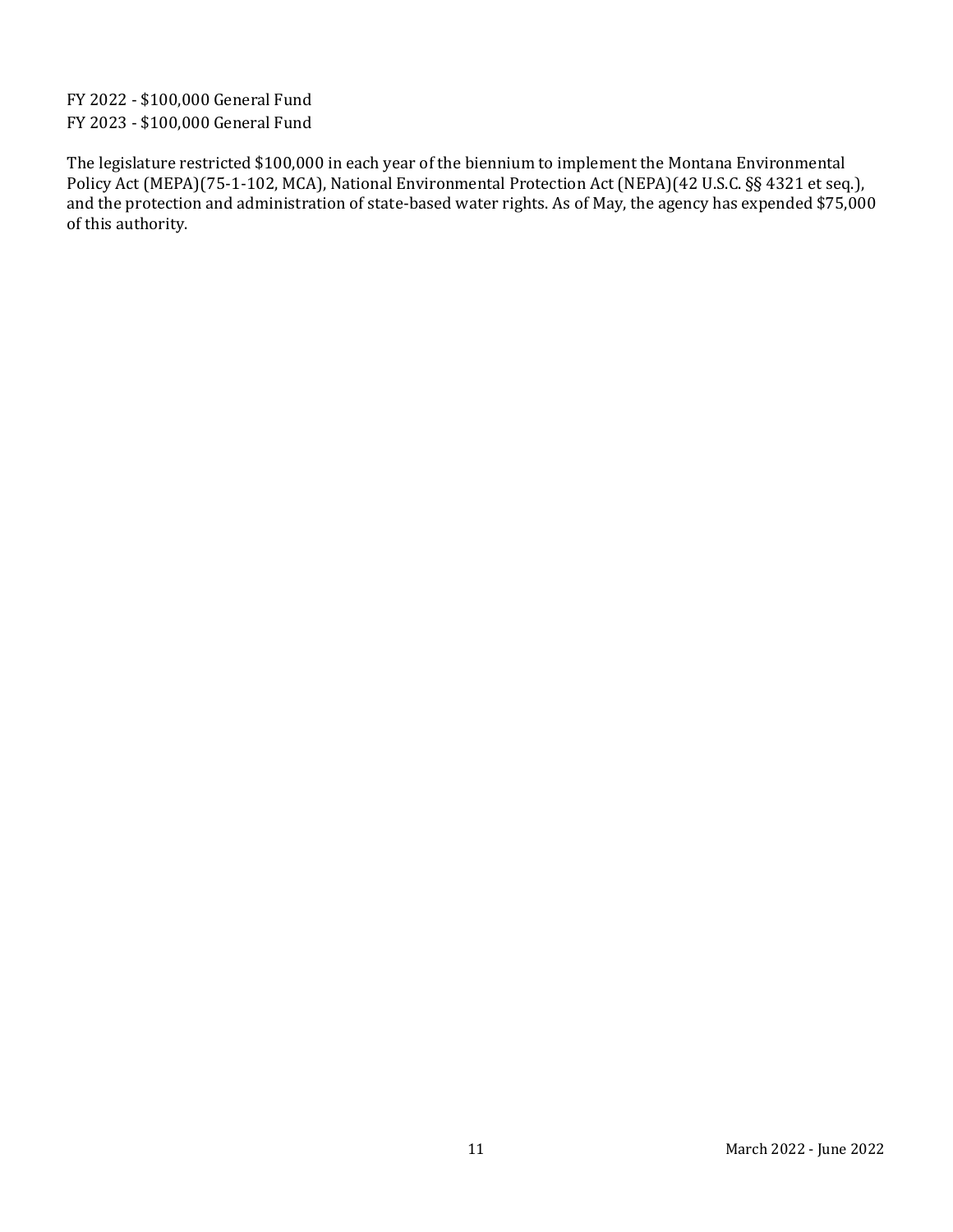FY 2022 - $100,000 General Fund
FY 2023 - $100,000 General Fund

The legislature restricted $100,000 in each year of the biennium to implement the Montana Environmental Policy Act (MEPA)(75-1-102, MCA), National Environmental Protection Act (NEPA)(42 U.S.C. §§ 4321 et seq.), and the protection and administration of state-based water rights. As of May, the agency has expended $75,000 of this authority.